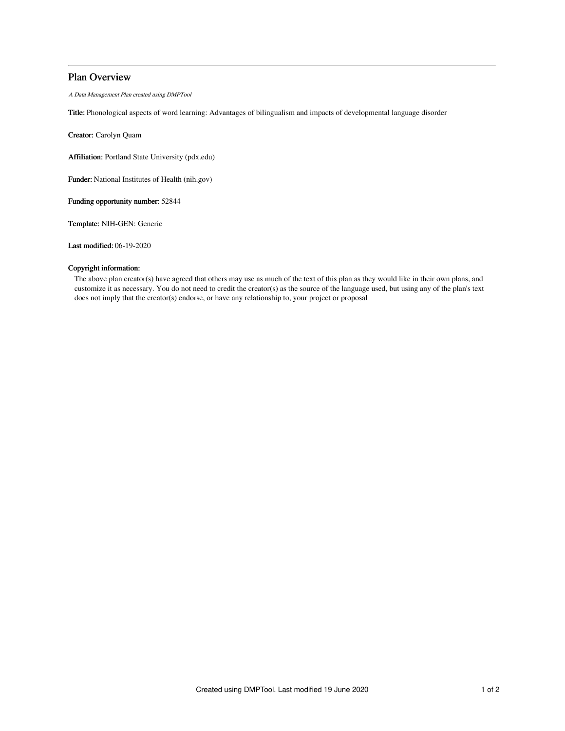# Plan Overview

*A Data Management Plan created using DMPTool*

**Title:** Phonological aspects of word learning: Advantages of bilingualism and impacts of developmental language disorder

**Creator:** Carolyn Quam

**Affiliation:** Portland State University (pdx.edu)

**Funder:** National Institutes of Health (nih.gov)

**Funding opportunity number:** 52844

**Template:** NIH-GEN: Generic

**Last modified:** 06-19-2020

**Copyright information:**

The above plan creator(s) have agreed that others may use as much of the text of this plan as they would like in their own plans, and customize it as necessary. You do not need to credit the creator(s) as the source of the language used, but using any of the plan's text does not imply that the creator(s) endorse, or have any relationship to, your project or proposal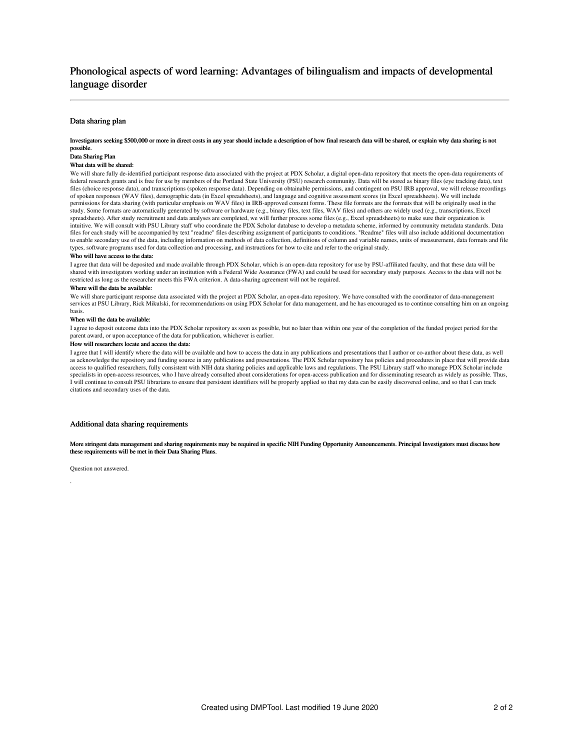# Phonological aspects of word learning: Advantages of bilingualism and impacts of developmental language disorder

## Data sharing plan

**Investigators seeking $500,000 or more in direct costs in any year should include a description of how final research data will be shared, or explain why data sharing is not possible.**

**Data Sharing Plan**

**What data will be shared:**

We will share fully de-identified participant response data associated with the project at PDX Scholar, a digital open-data repository that meets the open-data requirements of federal research grants and is free for use by members of the Portland State University (PSU) research community. Data will be stored as binary files (eye tracking data), text files (choice response data), and transcriptions (spoken response data). Depending on obtainable permissions, and contingent on PSU IRB approval, we will release recordings of spoken responses (WAV files), demographic data (in Excel spreadsheets), and language and cognitive assessment scores (in Excel spreadsheets). We will include permissions for data sharing (with particular emphasis on WAV files) in IRB-approved consent forms. These file formats are the formats that will be originally used in the study. Some formats are automatically generated by software or hardware (e.g., binary files, text files, WAV files) and others are widely used (e.g., transcriptions, Excel spreadsheets). After study recruitment and data analyses are completed, we will further process some files (e.g., Excel spreadsheets) to make sure their organization is intuitive. We will consult with PSU Library staff who coordinate the PDX Scholar database to develop a metadata scheme, informed by community metadata standards. Data files for each study will be accompanied by text "readme" files describing assignment of participants to conditions. "Readme" files will also include additional documentation to enable secondary use of the data, including information on methods of data collection, definitions of column and variable names, units of measurement, data formats and file types, software programs used for data collection and processing, and instructions for how to cite and refer to the original study.

**Who will have access to the data:**

I agree that data will be deposited and made available through PDX Scholar, which is an open-data repository for use by PSU-affiliated faculty, and that these data will be shared with investigators working under an institution with a Federal Wide Assurance (FWA) and could be used for secondary study purposes. Access to the data will not be restricted as long as the researcher meets this FWA criterion. A data-sharing agreement will not be required.

**Where will the data be available:**

We will share participant response data associated with the project at PDX Scholar, an open-data repository. We have consulted with the coordinator of data-management services at PSU Library, Rick Mikulski, for recommendations on using PDX Scholar for data management, and he has encouraged us to continue consulting him on an ongoing basis.

**When will the data be available:**

I agree to deposit outcome data into the PDX Scholar repository as soon as possible, but no later than within one year of the completion of the funded project period for the parent award, or upon acceptance of the data for publication, whichever is earlier.

**How will researchers locate and access the data:**

I agree that I will identify where the data will be available and how to access the data in any publications and presentations that I author or co-author about these data, as well as acknowledge the repository and funding source in any publications and presentations. The PDX Scholar repository has policies and procedures in place that will provide data access to qualified researchers, fully consistent with NIH data sharing policies and applicable laws and regulations. The PSU Library staff who manage PDX Scholar include specialists in open-access resources, who I have already consulted about considerations for open-access publication and for disseminating research as widely as possible. Thus, I will continue to consult PSU librarians to ensure that persistent identifiers will be properly applied so that my data can be easily discovered online, and so that I can track citations and secondary uses of the data.

## Additional data sharing requirements

**More stringent data management and sharing requirements may be required in specific NIH Funding Opportunity Announcements. Principal Investigators must discuss how these requirements will be met in their Data Sharing Plans.**

Question not answered.

Created using DMPTool. Last modified 19 June 2020